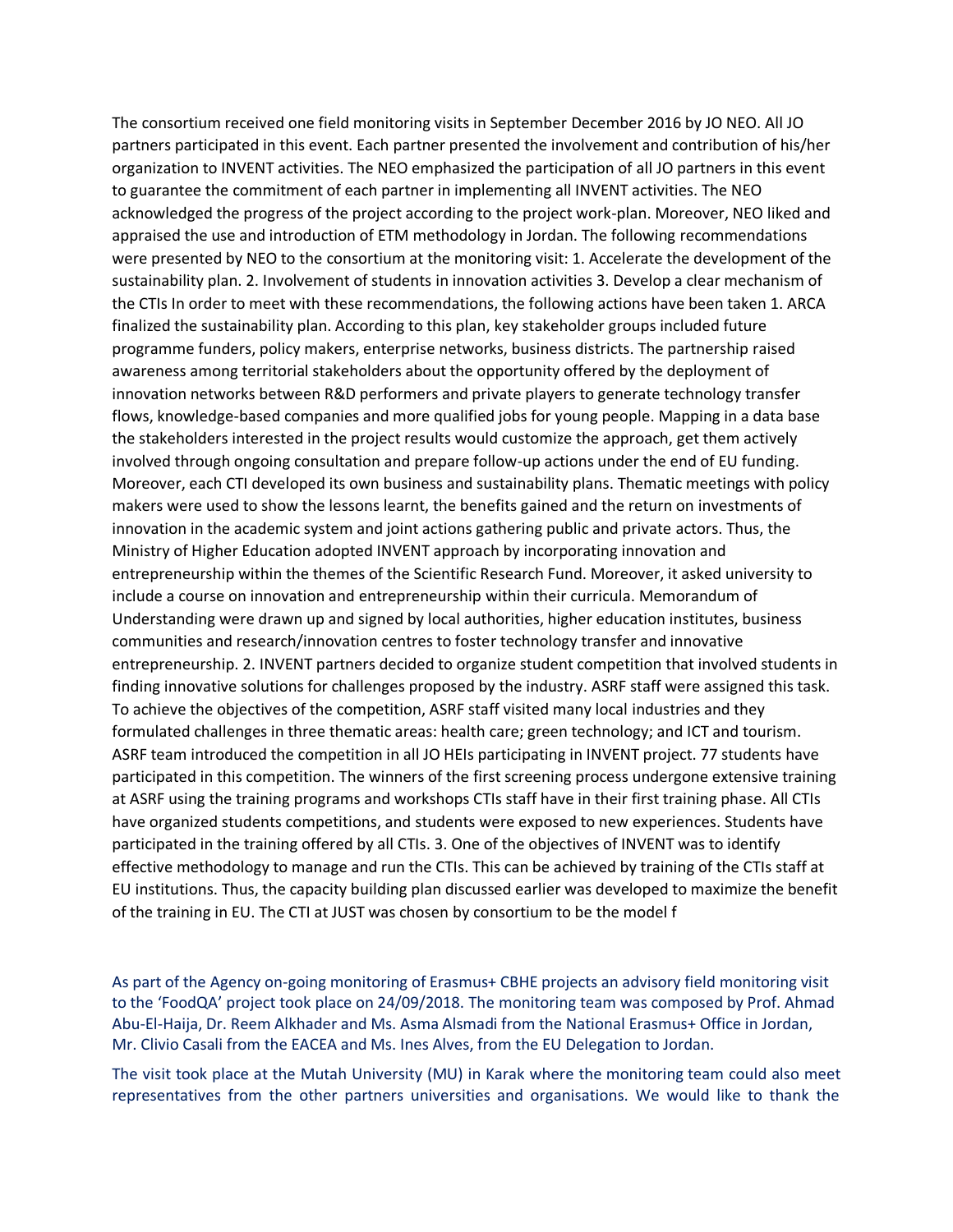The consortium received one field monitoring visits in September December 2016 by JO NEO. All JO partners participated in this event. Each partner presented the involvement and contribution of his/her organization to INVENT activities. The NEO emphasized the participation of all JO partners in this event to guarantee the commitment of each partner in implementing all INVENT activities. The NEO acknowledged the progress of the project according to the project work-plan. Moreover, NEO liked and appraised the use and introduction of ETM methodology in Jordan. The following recommendations were presented by NEO to the consortium at the monitoring visit: 1. Accelerate the development of the sustainability plan. 2. Involvement of students in innovation activities 3. Develop a clear mechanism of the CTIs In order to meet with these recommendations, the following actions have been taken 1. ARCA finalized the sustainability plan. According to this plan, key stakeholder groups included future programme funders, policy makers, enterprise networks, business districts. The partnership raised awareness among territorial stakeholders about the opportunity offered by the deployment of innovation networks between R&D performers and private players to generate technology transfer flows, knowledge-based companies and more qualified jobs for young people. Mapping in a data base the stakeholders interested in the project results would customize the approach, get them actively involved through ongoing consultation and prepare follow-up actions under the end of EU funding. Moreover, each CTI developed its own business and sustainability plans. Thematic meetings with policy makers were used to show the lessons learnt, the benefits gained and the return on investments of innovation in the academic system and joint actions gathering public and private actors. Thus, the Ministry of Higher Education adopted INVENT approach by incorporating innovation and entrepreneurship within the themes of the Scientific Research Fund. Moreover, it asked university to include a course on innovation and entrepreneurship within their curricula. Memorandum of Understanding were drawn up and signed by local authorities, higher education institutes, business communities and research/innovation centres to foster technology transfer and innovative entrepreneurship. 2. INVENT partners decided to organize student competition that involved students in finding innovative solutions for challenges proposed by the industry. ASRF staff were assigned this task. To achieve the objectives of the competition, ASRF staff visited many local industries and they formulated challenges in three thematic areas: health care; green technology; and ICT and tourism. ASRF team introduced the competition in all JO HEIs participating in INVENT project. 77 students have participated in this competition. The winners of the first screening process undergone extensive training at ASRF using the training programs and workshops CTIs staff have in their first training phase. All CTIs have organized students competitions, and students were exposed to new experiences. Students have participated in the training offered by all CTIs. 3. One of the objectives of INVENT was to identify effective methodology to manage and run the CTIs. This can be achieved by training of the CTIs staff at EU institutions. Thus, the capacity building plan discussed earlier was developed to maximize the benefit of the training in EU. The CTI at JUST was chosen by consortium to be the model f

As part of the Agency on-going monitoring of Erasmus+ CBHE projects an advisory field monitoring visit to the 'FoodQA' project took place on 24/09/2018. The monitoring team was composed by Prof. Ahmad Abu-El-Haija, Dr. Reem Alkhader and Ms. Asma Alsmadi from the National Erasmus+ Office in Jordan, Mr. Clivio Casali from the EACEA and Ms. Ines Alves, from the EU Delegation to Jordan.

The visit took place at the Mutah University (MU) in Karak where the monitoring team could also meet representatives from the other partners universities and organisations. We would like to thank the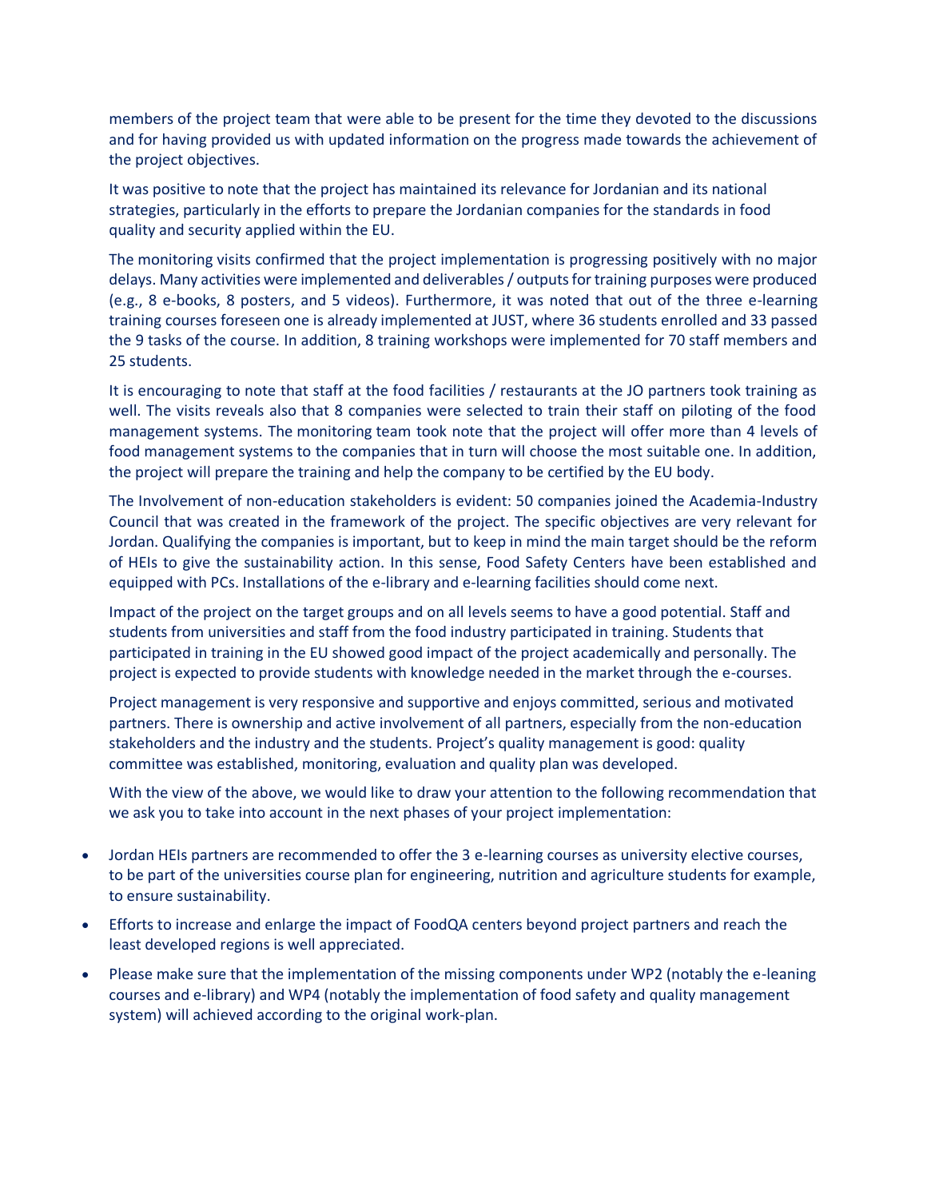members of the project team that were able to be present for the time they devoted to the discussions and for having provided us with updated information on the progress made towards the achievement of the project objectives.

It was positive to note that the project has maintained its relevance for Jordanian and its national strategies, particularly in the efforts to prepare the Jordanian companies for the standards in food quality and security applied within the EU.

The monitoring visits confirmed that the project implementation is progressing positively with no major delays. Many activities were implemented and deliverables / outputs for training purposes were produced (e.g., 8 e-books, 8 posters, and 5 videos). Furthermore, it was noted that out of the three e-learning training courses foreseen one is already implemented at JUST, where 36 students enrolled and 33 passed the 9 tasks of the course. In addition, 8 training workshops were implemented for 70 staff members and 25 students.

It is encouraging to note that staff at the food facilities / restaurants at the JO partners took training as well. The visits reveals also that 8 companies were selected to train their staff on piloting of the food management systems. The monitoring team took note that the project will offer more than 4 levels of food management systems to the companies that in turn will choose the most suitable one. In addition, the project will prepare the training and help the company to be certified by the EU body.

The Involvement of non-education stakeholders is evident: 50 companies joined the Academia-Industry Council that was created in the framework of the project. The specific objectives are very relevant for Jordan. Qualifying the companies is important, but to keep in mind the main target should be the reform of HEIs to give the sustainability action. In this sense, Food Safety Centers have been established and equipped with PCs. Installations of the e-library and e-learning facilities should come next.

Impact of the project on the target groups and on all levels seems to have a good potential. Staff and students from universities and staff from the food industry participated in training. Students that participated in training in the EU showed good impact of the project academically and personally. The project is expected to provide students with knowledge needed in the market through the e-courses.

Project management is very responsive and supportive and enjoys committed, serious and motivated partners. There is ownership and active involvement of all partners, especially from the non-education stakeholders and the industry and the students. Project's quality management is good: quality committee was established, monitoring, evaluation and quality plan was developed.

With the view of the above, we would like to draw your attention to the following recommendation that we ask you to take into account in the next phases of your project implementation:

- Jordan HEIs partners are recommended to offer the 3 e-learning courses as university elective courses, to be part of the universities course plan for engineering, nutrition and agriculture students for example, to ensure sustainability.
- Efforts to increase and enlarge the impact of FoodQA centers beyond project partners and reach the least developed regions is well appreciated.
- Please make sure that the implementation of the missing components under WP2 (notably the e-leaning courses and e-library) and WP4 (notably the implementation of food safety and quality management system) will achieved according to the original work-plan.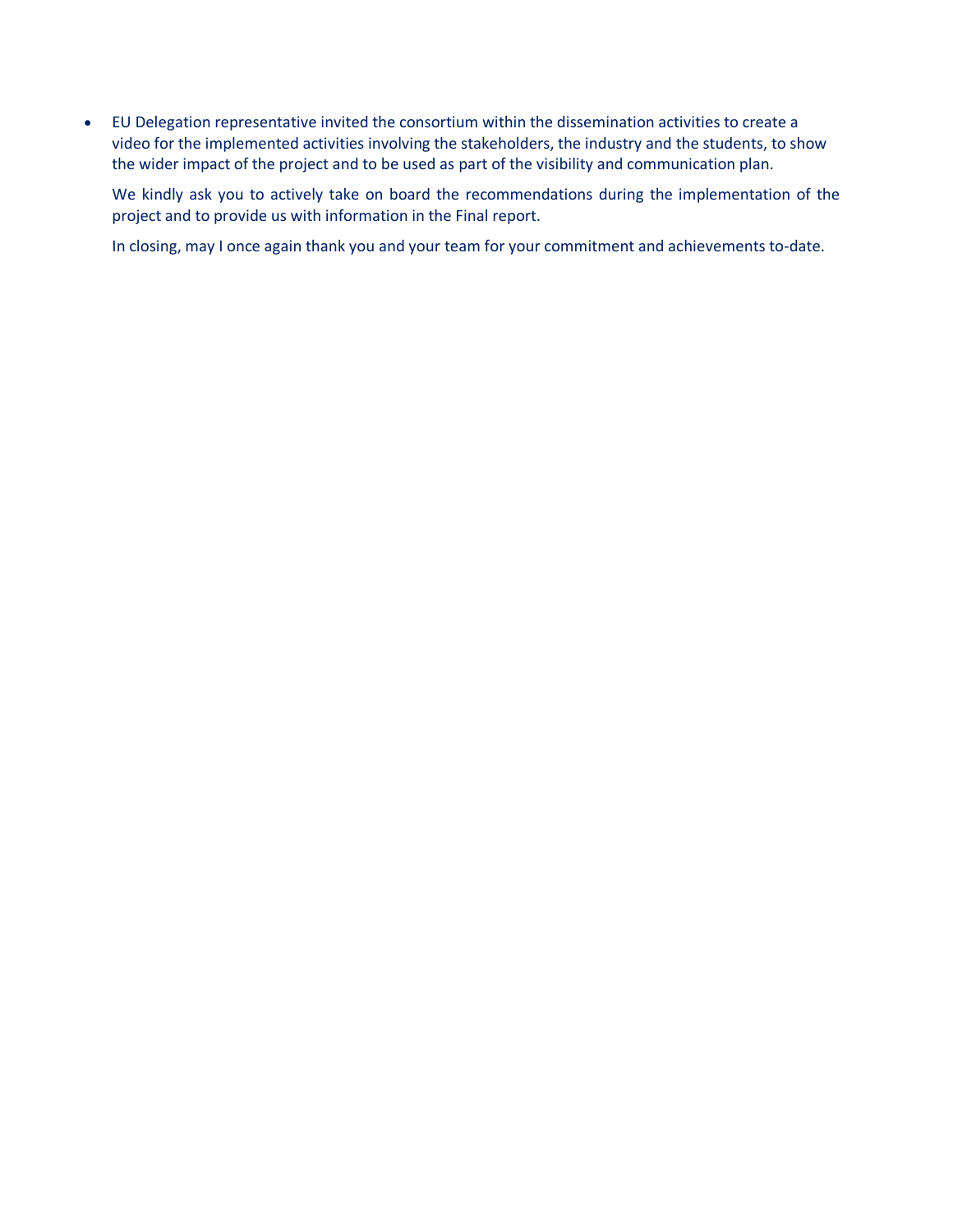- EU Delegation representative invited the consortium within the dissemination activities to create a video for the implemented activities involving the stakeholders, the industry and the students, to show the wider impact of the project and to be used as part of the visibility and communication plan.

  We kindly ask you to actively take on board the recommendations during the implementation of the project and to provide us with information in the Final report.

  In closing, may I once again thank you and your team for your commitment and achievements to-date.